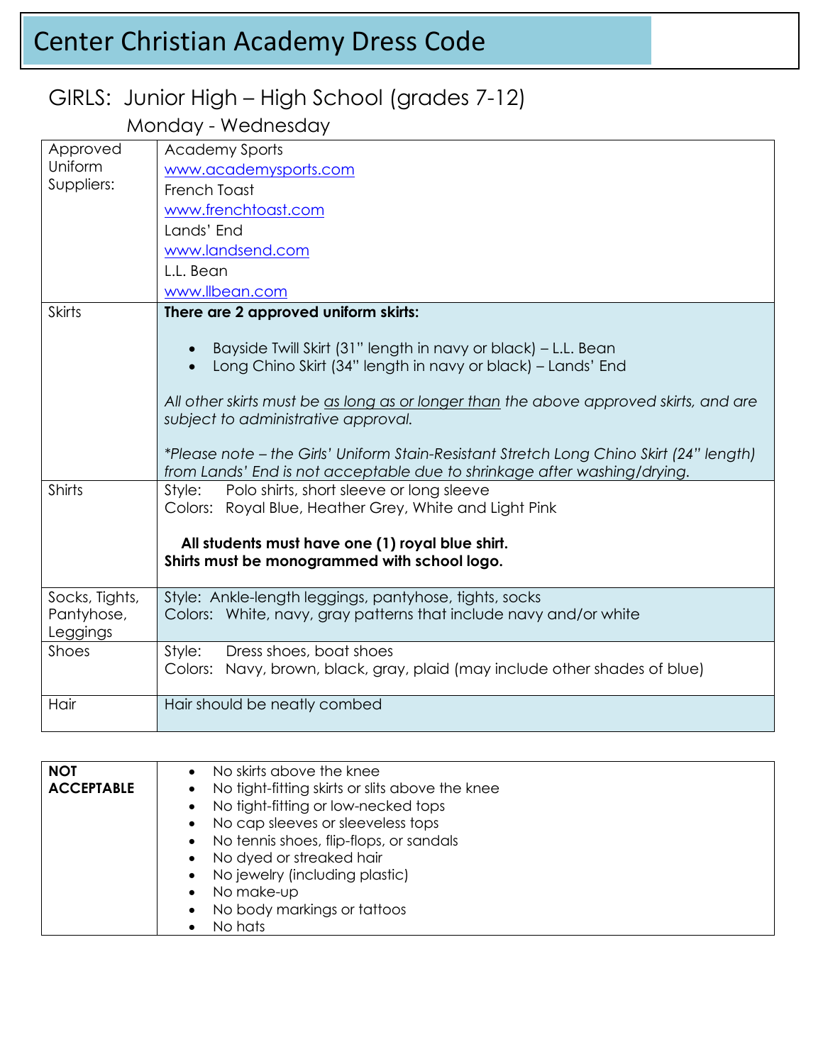# Center Christian Academy Dress Code

## GIRLS: Junior High – High School (grades 7-12)

### Monday - Wednesday

| | |
|---|---|
| Approved Uniform Suppliers: | Academy Sports<br>www.academysports.com<br>French Toast<br>www.frenchtoast.com<br>Lands' End<br>www.landsend.com<br>L.L. Bean<br>www.llbean.com |
| Skirts | **There are 2 approved uniform skirts:**<br>• Bayside Twill Skirt (31" length in navy or black) – L.L. Bean<br>• Long Chino Skirt (34" length in navy or black) – Lands' End<br><br>*All other skirts must be as long as or longer than the above approved skirts, and are subject to administrative approval.*<br><br>**Please note – the Girls' Uniform Stain-Resistant Stretch Long Chino Skirt (24" length) from Lands' End is not acceptable due to shrinkage after washing/drying.* |
| Shirts | Style: Polo shirts, short sleeve or long sleeve<br>Colors: Royal Blue, Heather Grey, White and Light Pink<br><br>**All students must have one (1) royal blue shirt.**<br>**Shirts must be monogrammed with school logo.** |
| Socks, Tights, Pantyhose, Leggings | Style: Ankle-length leggings, pantyhose, tights, socks<br>Colors: White, navy, gray patterns that include navy and/or white |
| Shoes | Style: Dress shoes, boat shoes<br>Colors: Navy, brown, black, gray, plaid (may include other shades of blue) |
| Hair | Hair should be neatly combed |

| | |
|---|---|
| **NOT ACCEPTABLE** | • No skirts above the knee<br>• No tight-fitting skirts or slits above the knee<br>• No tight-fitting or low-necked tops<br>• No cap sleeves or sleeveless tops<br>• No tennis shoes, flip-flops, or sandals<br>• No dyed or streaked hair<br>• No jewelry (including plastic)<br>• No make-up<br>• No body markings or tattoos<br>• No hats |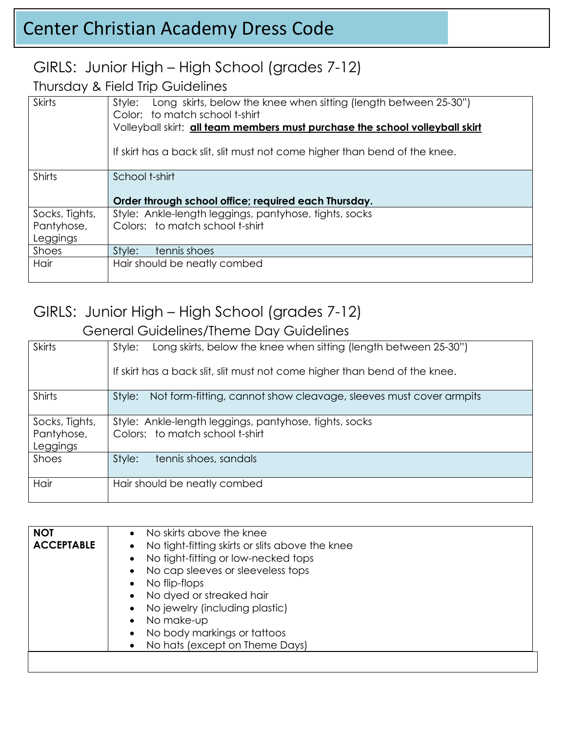# Center Christian Academy Dress Code

## GIRLS: Junior High – High School (grades 7-12)

### Thursday & Field Trip Guidelines

| | |
|---|---|
| Skirts | Style: Long skirts, below the knee when sitting (length between 25-30")<br>Color: to match school t-shirt<br>Volleyball skirt: **all team members must purchase the school volleyball skirt**<br><br>If skirt has a back slit, slit must not come higher than bend of the knee. |
| Shirts | School t-shirt<br><br>**Order through school office; required each Thursday.** |
| Socks, Tights, Pantyhose, Leggings | Style: Ankle-length leggings, pantyhose, tights, socks<br>Colors: to match school t-shirt |
| Shoes | Style: tennis shoes |
| Hair | Hair should be neatly combed |

## GIRLS: Junior High – High School (grades 7-12)

### General Guidelines/Theme Day Guidelines

| | |
|---|---|
| Skirts | Style: Long skirts, below the knee when sitting (length between 25-30")<br><br>If skirt has a back slit, slit must not come higher than bend of the knee. |
| Shirts | Style: Not form-fitting, cannot show cleavage, sleeves must cover armpits |
| Socks, Tights, Pantyhose, Leggings | Style: Ankle-length leggings, pantyhose, tights, socks<br>Colors: to match school t-shirt |
| Shoes | Style: tennis shoes, sandals |
| Hair | Hair should be neatly combed |

| | |
|---|---|
| **NOT ACCEPTABLE** | • No skirts above the knee<br>• No tight-fitting skirts or slits above the knee<br>• No tight-fitting or low-necked tops<br>• No cap sleeves or sleeveless tops<br>• No flip-flops<br>• No dyed or streaked hair<br>• No jewelry (including plastic)<br>• No make-up<br>• No body markings or tattoos<br>• No hats (except on Theme Days) |